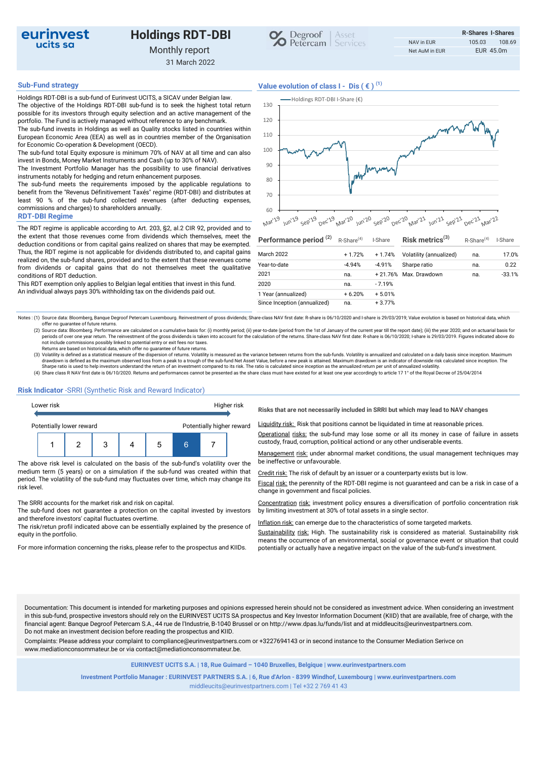eurinvest ucits sa

# Holdings RDT-DBI

Monthly report

31 March 2022

Degroof Petercam | Asset Services

| | R-Shares | I-Shares |
|---|---|---|
| NAV in EUR | 105.03 | 108.69 |
| Net AuM in EUR | EUR 45.0m | |

## Sub-Fund strategy

Holdings RDT-DBI is a sub-fund of Eurinvest UCITS, a SICAV under Belgian law.

The objective of the Holdings RDT-DBI sub-fund is to seek the highest total return possible for its investors through equity selection and an active management of the portfolio. The Fund is actively managed without reference to any benchmark.

The sub-fund invests in Holdings as well as Quality stocks listed in countries within European Economic Area (EEA) as well as in countries member of the Organisation for Economic Co-operation & Development (OECD).

The sub-fund total Equity exposure is minimum 70% of NAV at all time and can also invest in Bonds, Money Market Instruments and Cash (up to 30% of NAV).

The Investment Portfolio Manager has the possibility to use financial derivatives instruments notably for hedging and return enhancement purposes.

The sub-fund meets the requirements imposed by the applicable regulations to benefit from the "Revenus Définitivement Taxés" regime (RDT-DBI) and distributes at least 90 % of the sub-fund collected revenues (after deducting expenses, commissions and charges) to shareholders annually.

## RDT-DBI Regime

The RDT regime is applicable according to Art. 203, §2, al.2 CIR 92, provided and to the extent that those revenues come from dividends which themselves, meet the deduction conditions or from capital gains realized on shares that may be exempted. Thus, the RDT regime is not applicable for dividends distributed to, and capital gains realized on, the sub-fund shares, provided and to the extent that these revenues come from dividends or capital gains that do not themselves meet the qualitative conditions of RDT deduction.

This RDT exemption only applies to Belgian legal entities that invest in this fund.

An individual always pays 30% withholding tax on the dividends paid out.

## Value evolution of class I - Dis ( € ) (1)

Holdings RDT-DBI I-Share (€)

| Performance period (2) | R-Share(4) | I-Share |
|---|---|---|
| March 2022 | + 1.72% | + 1.74% |
| Year-to-date | -4.94% | -4.91% |
| 2021 | na. | + 21.76% |
| 2020 | na. | - 7.19% |
| 1 Year (annualized) | + 6.20% | + 5.01% |
| Since Inception (annualized) | na. | + 3.77% |

| Risk metrics(3) | R-Share(4) | I-Share |
|---|---|---|
| Volatility (annualized) | na. | 17.0% |
| Sharpe ratio | na. | 0.22 |
| Max. Drawdown | na. | -33.1% |

Notes : (1) Source data: Bloomberg, Banque Degroof Petercam Luxembourg. Reinvestment of gross dividends; Share-class NAV first date: R-share is 06/10/2020 and I-share is 29/03/2019; Value evolution is based on historical data, which offer no guarantee of future returns.

(2) Source data: Bloomberg. Performance are calculated on a cumulative basis for: (i) monthly period; (ii) year-to-date (period from the 1st of January of the current year till the report date); (iii) the year 2020; and on actuarial basis for periods of over one year return. The reinvestment of the gross dividends is taken into account for the calculation of the returns. Share-class NAV first date: R-share is 06/10/2020; I-share is 29/03/2019. Figures indicated above do not include commissions possibly linked to potential entry or exit fees nor taxes. Returns are based on historical data, which offer no guarantee of future returns.

(3) Volatility is defined as a statistical measure of the dispersion of returns. Volatility is measured as the variance between returns from the sub-funds. Volatility is annualized and calculated on a daily basis since inception. Maximum drawdown is defined as the maximum observed loss from a peak to a trough of the sub-fund Net Asset Value, before a new peak is attained. Maximum drawdown is an indicator of downside risk calculated since inception. The Sharpe ratio is used to help investors understand the return of an investment compared to its risk. The ratio is calculated since inception as the annualized return per unit of annualized volatility.

(4) Share class R NAV first date is 06/10/2020. Returns and performances cannot be presented as the share class must have existed for at least one year accordingly to article 17 1° of the Royal Decree of 25/04/2014

## Risk Indicator -SRRI (Synthetic Risk and Reward Indicator)

Lower risk — Higher risk

Potentially lower reward — Potentially higher reward

| 1 | 2 | 3 | 4 | 5 | **6** | 7 |
|---|---|---|---|---|---|---|

The above risk level is calculated on the basis of the sub-fund's volatility over the medium term (5 years) or on a simulation if the sub-fund was created within that period. The volatility of the sub-fund may fluctuates over time, which may change its risk level.

The SRRI accounts for the market risk and risk on capital.

The sub-fund does not guarantee a protection on the capital invested by investors and therefore investors' capital fluctuates overtime.

The risk/retun profil indicated above can be essentially explained by the presence of equity in the portfolio.

For more information concerning the risks, please refer to the prospectus and KIIDs.

**Risks that are not necessarily included in SRRI but which may lead to NAV changes**

Liquidity risk: Risk that positions cannot be liquidated in time at reasonable prices.

Operational risks: the sub-fund may lose some or all its money in case of failure in assets custody, fraud, corruption, political actiond or any other undeserable events.

Management risk: under abnormal market conditions, the usual management techniques may be ineffective or unfavourable.

Credit risk: The risk of default by an issuer or a counterparty exists but is low.

Fiscal risk: the perennity of the RDT-DBI regime is not guaranteed and can be a risk in case of a change in government and fiscal policies.

Concentration risk: investment policy ensures a diversification of portfolio concentration risk by limiting investment at 30% of total assets in a single sector.

Inflation risk: can emerge due to the characteristics of some targeted markets.

Sustainability risk: High. The sustainability risk is considered as material. Sustainability risk means the occurrence of an environmental, social or governance event or situation that could potentially or actually have a negative impact on the value of the sub-fund's investment.

Documentation: This document is intended for marketing purposes and opinions expressed herein should not be considered as investment advice. When considering an investment in this sub-fund, prospective investors should rely on the EURINVEST UCITS SA prospectus and Key Investor Information Document (KIID) that are available, free of charge, with the financial agent: Banque Degroof Petercam S.A., 44 rue de l'Industrie, B-1040 Brussel or on http://www.dpas.lu/funds/list and at middleucits@eurinvestpartners.com.
Do not make an investment decision before reading the prospectus and KIID.

Complaints: Please address your complaint to compliance@eurinvestpartners.com or +3227694143 or in second instance to the Consumer Mediation Serivce on www.mediationconsommateur.be or via contact@mediationconsommateur.be.

**EURINVEST UCITS S.A.** | **18, Rue Guimard – 1040 Bruxelles, Belgique** | **www.eurinvestpartners.com**

**Investment Portfolio Manager : EURINVEST PARTNERS S.A.** | **6, Rue d'Arlon - 8399 Windhof, Luxembourg** | **www.eurinvestpartners.com**

middleucits@eurinvestpartners.com | Tel +32 2 769 41 43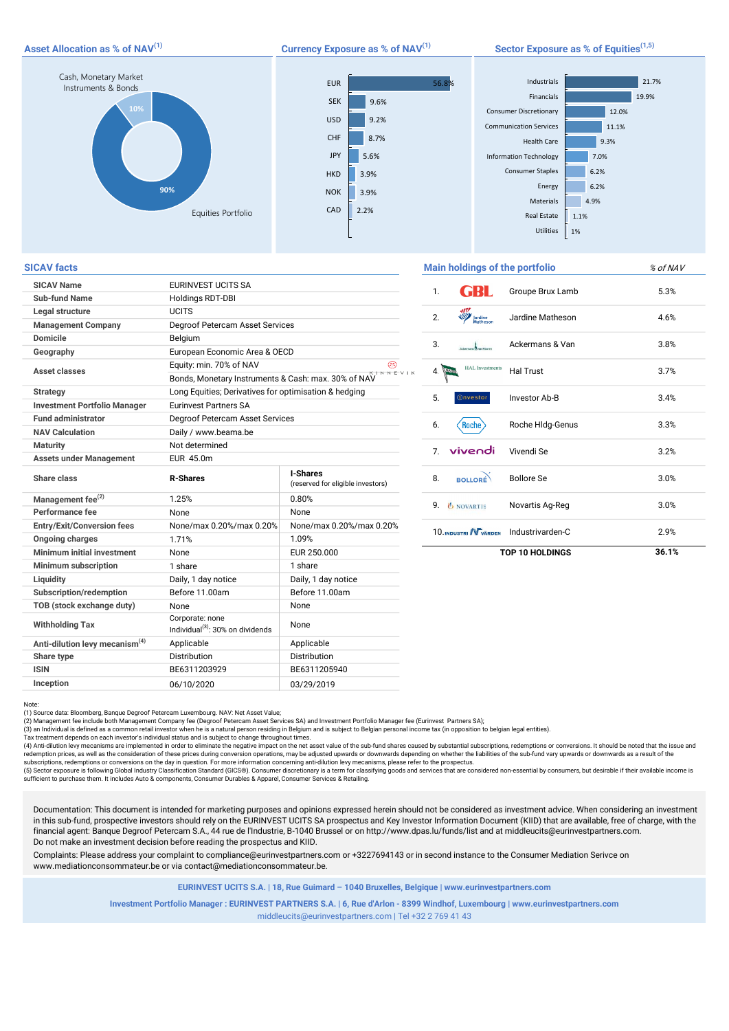## Asset Allocation as % of NAV[1]

Cash, Monetary Market Instruments & Bonds

10%

90%

Equities Portfolio

## Currency Exposure as % of NAV[1]

EUR 56.8%

SEK 9.6%

USD 9.2%

CHF 8.7%

JPY 5.6%

HKD 3.9%

NOK 3.9%

CAD 2.2%

## Sector Exposure as % of Equities[1,5]

Industrials 21.7%

Financials 19.9%

Consumer Discretionary 12.0%

Communication Services 11.1%

Health Care 9.3%

Information Technology 7.0%

Consumer Staples 6.2%

Energy 6.2%

Materials 4.9%

Real Estate 1.1%

Utilities 1%

## SICAV facts

| | | |
|---|---|---|
| **SICAV Name** | EURINVEST UCITS SA | |
| **Sub-fund Name** | Holdings RDT-DBI | |
| **Legal structure** | UCITS | |
| **Management Company** | Degroof Petercam Asset Services | |
| **Domicile** | Belgium | |
| **Geography** | European Economic Area & OECD | |
| **Asset classes** | Equity: min. 70% of NAV<br>Bonds, Monetary Instruments & Cash: max. 30% of NAV | |
| **Strategy** | Long Equities; Derivatives for optimisation & hedging | |
| **Investment Portfolio Manager** | Eurinvest Partners SA | |
| **Fund administrator** | Degroof Petercam Asset Services | |
| **NAV Calculation** | Daily / www.beama.be | |
| **Maturity** | Not determined | |
| **Assets under Management** | EUR 45.0m | |
| **Share class** | **R-Shares** | **I-Shares** (reserved for eligible investors) |
| **Management fee[2]** | 1.25% | 0.80% |
| **Performance fee** | None | None |
| **Entry/Exit/Conversion fees** | None/max 0.20%/max 0.20% | None/max 0.20%/max 0.20% |
| **Ongoing charges** | 1.71% | 1.09% |
| **Minimum initial investment** | None | EUR 250.000 |
| **Minimum subscription** | 1 share | 1 share |
| **Liquidity** | Daily, 1 day notice | Daily, 1 day notice |
| **Subscription/redemption** | Before 11.00am | Before 11.00am |
| **TOB (stock exchange duty)** | None | None |
| **Withholding Tax** | Corporate: none<br>Individual[3]: 30% on dividends | None |
| **Anti-dilution levy mecanism[4]** | Applicable | Applicable |
| **Share type** | Distribution | Distribution |
| **ISIN** | BE6311203929 | BE6311205940 |
| **Inception** | 06/10/2020 | 03/29/2019 |

## Main holdings of the portfolio

| | | *% of NAV* |
|---|---|---|
| 1. | Groupe Brux Lamb | 5.3% |
| 2. | Jardine Matheson | 4.6% |
| 3. | Ackermans & Van | 3.8% |
| 4. | Hal Trust | 3.7% |
| 5. | Investor Ab-B | 3.4% |
| 6. | Roche Hldg-Genus | 3.3% |
| 7. | Vivendi Se | 3.2% |
| 8. | Bollore Se | 3.0% |
| 9. | Novartis Ag-Reg | 3.0% |
| 10. | Industrivarden-C | 2.9% |
| | **TOP 10 HOLDINGS** | **36.1%** |

Note:
(1) Source data: Bloomberg, Banque Degroof Petercam Luxembourg. NAV: Net Asset Value;
(2) Management fee include both Management Company fee (Degroof Petercam Asset Services SA) and Investment Portfolio Manager fee (Eurinvest Partners SA);
(3) an Individual is defined as a common retail investor when he is a natural person residing in Belgium and is subject to Belgian personal income tax (in opposition to belgian legal entities).
Tax treatment depends on each investor's individual status and is subject to change throughout times.
(4) Anti-dilution levy mecanisms are implemented in order to eliminate the negative impact on the net asset value of the sub-fund shares caused by substantial subscriptions, redemptions or conversions. It should be noted that the issue and redemption prices, as well as the consideration of these prices during conversion operations, may be adjusted upwards or downwards depending on whether the liabilities of the sub-fund vary upwards or downwards as a result of the subscriptions, redemptions or conversions on the day in question. For more information concerning anti-dilution levy mecanisms, please refer to the prospectus.
(5) Sector exposure is following Global Industry Classification Standard (GICS®). Consumer discretionary is a term for classifying goods and services that are considered non-essential by consumers, but desirable if their available income is sufficient to purchase them. It includes Auto & components, Consumer Durables & Apparel, Consumer Services & Retailing.

Documentation: This document is intended for marketing purposes and opinions expressed herein should not be considered as investment advice. When considering an investment in this sub-fund, prospective investors should rely on the EURINVEST UCITS SA prospectus and Key Investor Information Document (KIID) that are available, free of charge, with the financial agent: Banque Degroof Petercam S.A., 44 rue de l'Industrie, B-1040 Brussel or on http://www.dpas.lu/funds/list and at middleucits@eurinvestpartners.com.
Do not make an investment decision before reading the prospectus and KIID.

Complaints: Please address your complaint to compliance@eurinvestpartners.com or +3227694143 or in second instance to the Consumer Mediation Serivce on www.mediationconsommateur.be or via contact@mediationconsommateur.be.

**EURINVEST UCITS S.A. | 18, Rue Guimard – 1040 Bruxelles, Belgique | www.eurinvestpartners.com**

**Investment Portfolio Manager : EURINVEST PARTNERS S.A. | 6, Rue d'Arlon - 8399 Windhof, Luxembourg | www.eurinvestpartners.com**

middleucits@eurinvestpartners.com | Tel +32 2 769 41 43